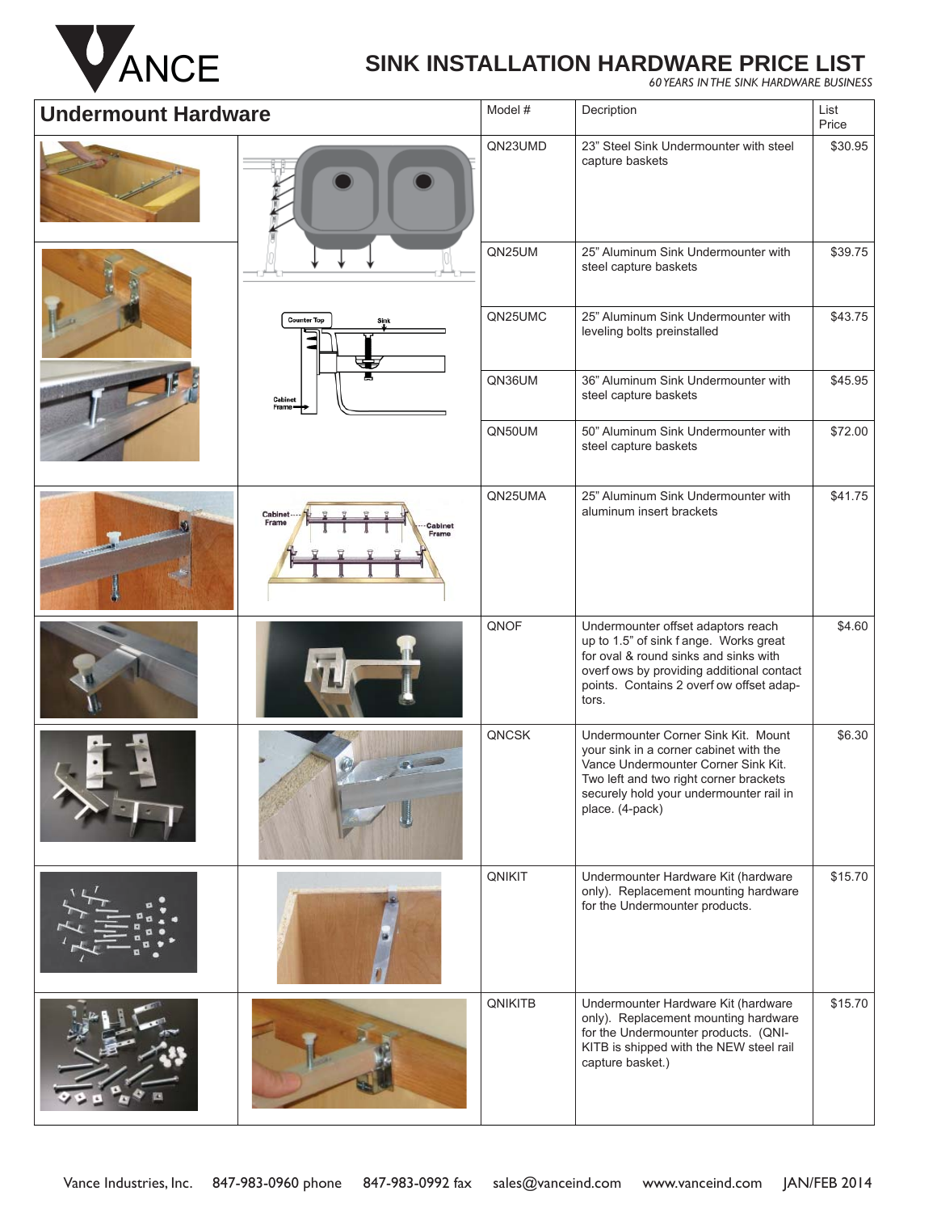# VANCE

## SINK INSTALLATION HARDWARE PRICE LIST

*60 YEARS IN THE SINK HARDWARE BUSINESS*

| Undermount Hardware | Model # | Decription | List Price |
|---|---|---|---|
| | QN23UMD | 23" Steel Sink Undermounter with steel capture baskets | $30.95 |
| | QN25UM | 25" Aluminum Sink Undermounter with steel capture baskets | $39.75 |
| | QN25UMC | 25" Aluminum Sink Undermounter with leveling bolts preinstalled | $43.75 |
| | QN36UM | 36" Aluminum Sink Undermounter with steel capture baskets | $45.95 |
| | QN50UM | 50" Aluminum Sink Undermounter with steel capture baskets | $72.00 |
| | QN25UMA | 25" Aluminum Sink Undermounter with aluminum insert brackets | $41.75 |
| | QNOF | Undermounter offset adaptors reach up to 1.5" of sink f ange. Works great for oval & round sinks and sinks with overf ows by providing additional contact points. Contains 2 overf ow offset adaptors. | $4.60 |
| | QNCSK | Undermounter Corner Sink Kit. Mount your sink in a corner cabinet with the Vance Undermounter Corner Sink Kit. Two left and two right corner brackets securely hold your undermounter rail in place. (4-pack) | $6.30 |
| | QNIKIT | Undermounter Hardware Kit (hardware only). Replacement mounting hardware for the Undermounter products. | $15.70 |
| | QNIKITB | Undermounter Hardware Kit (hardware only). Replacement mounting hardware for the Undermounter products. (QNIKITB is shipped with the NEW steel rail capture basket.) | $15.70 |

Vance Industries, Inc. 847-983-0960 phone 847-983-0992 fax sales@vanceind.com www.vanceind.com JAN/FEB 2014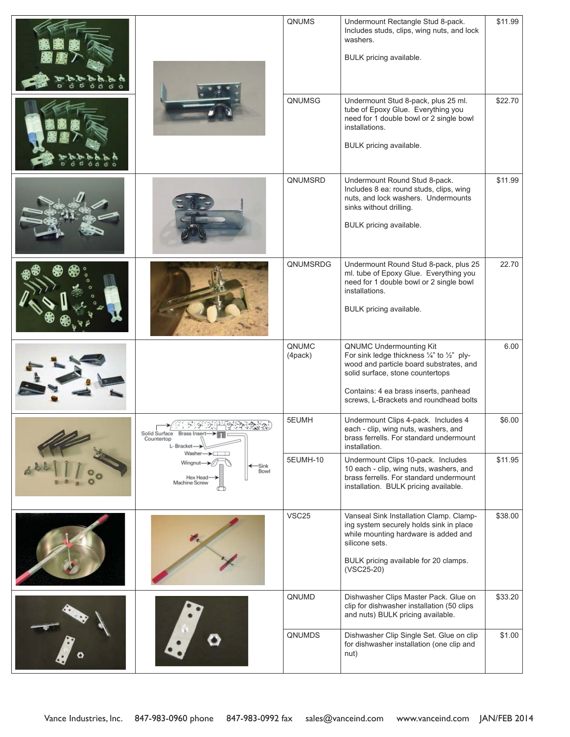| | | | | |
|---|---|---|---|---|
| | | QNUMS | Undermount Rectangle Stud 8-pack. Includes studs, clips, wing nuts, and lock washers.<br><br>BULK pricing available. | $11.99 |
| | | QNUMSG | Undermount Stud 8-pack, plus 25 ml. tube of Epoxy Glue. Everything you need for 1 double bowl or 2 single bowl installations.<br><br>BULK pricing available. | $22.70 |
| | | QNUMSRD | Undermount Round Stud 8-pack. Includes 8 ea: round studs, clips, wing nuts, and lock washers. Undermounts sinks without drilling.<br><br>BULK pricing available. | $11.99 |
| | | QNUMSRDG | Undermount Round Stud 8-pack, plus 25 ml. tube of Epoxy Glue. Everything you need for 1 double bowl or 2 single bowl installations.<br><br>BULK pricing available. | 22.70 |
| | | QNUMC (4pack) | QNUMC Undermounting Kit<br>For sink ledge thickness ¼" to ½" plywood and particle board substrates, and solid surface, stone countertops<br><br>Contains: 4 ea brass inserts, panhead screws, L-Brackets and roundhead bolts | 6.00 |
| | Solid Surface Countertop, Brass Insert, L-Bracket, Washer, Wingnut, Sink Bowl, Hex Head Machine Screw | 5EUMH | Undermount Clips 4-pack. Includes 4 each - clip, wing nuts, washers, and brass ferrells. For standard undermount installation. | $6.00 |
| | | 5EUMH-10 | Undermount Clips 10-pack. Includes 10 each - clip, wing nuts, washers, and brass ferrells. For standard undermount installation. BULK pricing available. | $11.95 |
| | | VSC25 | Vanseal Sink Installation Clamp. Clamping system securely holds sink in place while mounting hardware is added and silicone sets.<br><br>BULK pricing available for 20 clamps. (VSC25-20) | $38.00 |
| | | QNUMD | Dishwasher Clips Master Pack. Glue on clip for dishwasher installation (50 clips and nuts) BULK pricing available. | $33.20 |
| | | QNUMDS | Dishwasher Clip Single Set. Glue on clip for dishwasher installation (one clip and nut) | $1.00 |

Vance Industries, Inc. 847-983-0960 phone 847-983-0992 fax sales@vanceind.com www.vanceind.com JAN/FEB 2014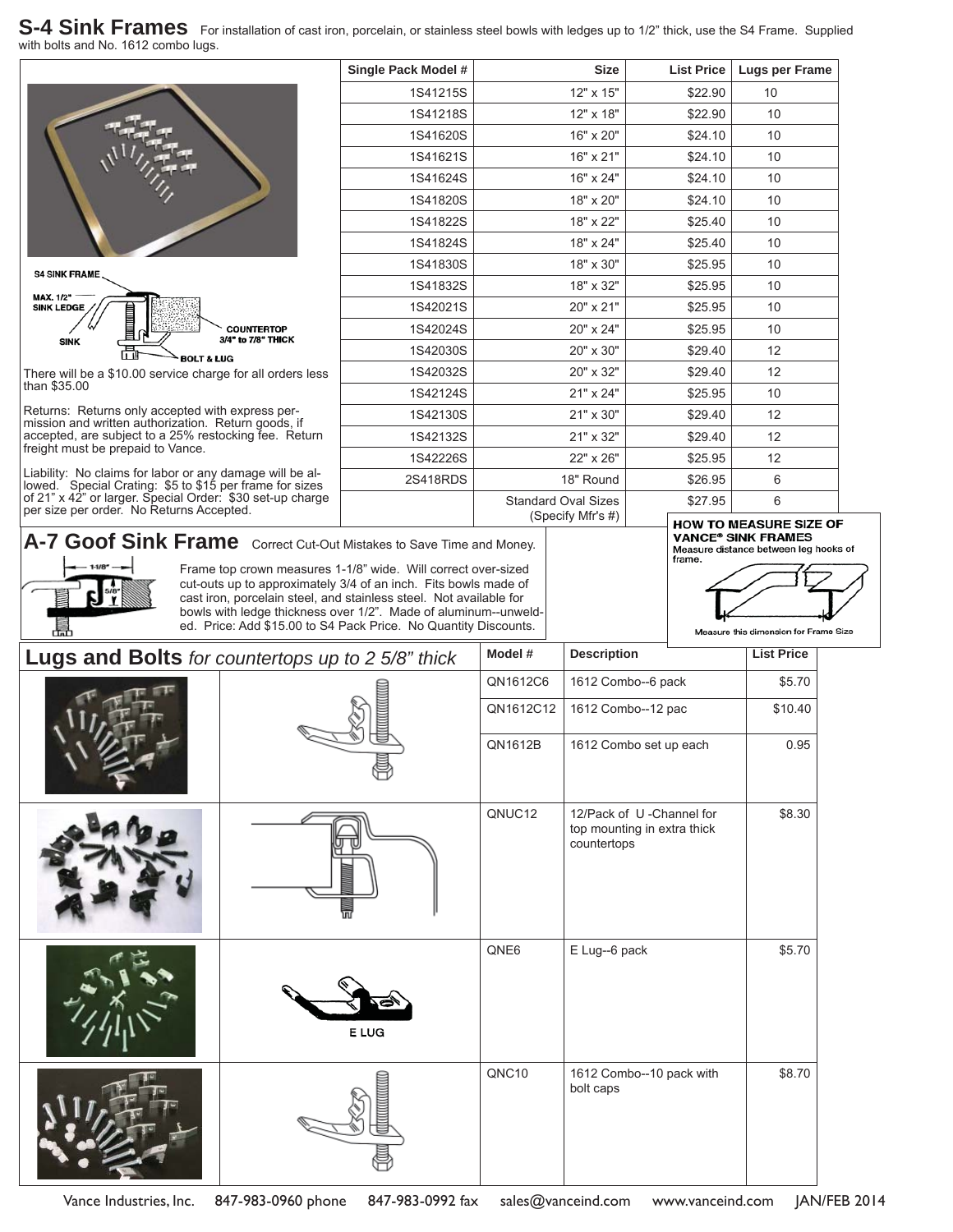## S-4 Sink Frames

For installation of cast iron, porcelain, or stainless steel bowls with ledges up to 1/2" thick, use the S4 Frame. Supplied with bolts and No. 1612 combo lugs.

S4 SINK FRAME
MAX. 1/2" SINK LEDGE
SINK
COUNTERTOP 3/4" to 7/8" THICK
BOLT & LUG

| Single Pack Model # | Size | List Price | Lugs per Frame |
|---|---|---|---|
| 1S41215S | 12" x 15" | $22.90 | 10 |
| 1S41218S | 12" x 18" | $22.90 | 10 |
| 1S41620S | 16" x 20" | $24.10 | 10 |
| 1S41621S | 16" x 21" | $24.10 | 10 |
| 1S41624S | 16" x 24" | $24.10 | 10 |
| 1S41820S | 18" x 20" | $24.10 | 10 |
| 1S41822S | 18" x 22" | $25.40 | 10 |
| 1S41824S | 18" x 24" | $25.40 | 10 |
| 1S41830S | 18" x 30" | $25.95 | 10 |
| 1S41832S | 18" x 32" | $25.95 | 10 |
| 1S42021S | 20" x 21" | $25.95 | 10 |
| 1S42024S | 20" x 24" | $25.95 | 10 |
| 1S42030S | 20" x 30" | $29.40 | 12 |
| 1S42032S | 20" x 32" | $29.40 | 12 |
| 1S42124S | 21" x 24" | $25.95 | 10 |
| 1S42130S | 21" x 30" | $29.40 | 12 |
| 1S42132S | 21" x 32" | $29.40 | 12 |
| 1S42226S | 22" x 26" | $25.95 | 12 |
| 2S418RDS | 18" Round | $26.95 | 6 |
| | Standard Oval Sizes (Specify Mfr's #) | $27.95 | 6 |

There will be a $10.00 service charge for all orders less than $35.00

Returns: Returns only accepted with express permission and written authorization. Return goods, if accepted, are subject to a 25% restocking fee. Return freight must be prepaid to Vance.

Liability: No claims for labor or any damage will be allowed. Special Crating: $5 to $15 per frame for sizes of 21" x 42" or larger. Special Order: $30 set-up charge per size per order. No Returns Accepted.

**HOW TO MEASURE SIZE OF VANCE® SINK FRAMES**
Measure distance between leg hooks of frame.

Measure this dimension for Frame Size

## A-7 Goof Sink Frame

Correct Cut-Out Mistakes to Save Time and Money.

1-1/8"
5/8"

Frame top crown measures 1-1/8" wide. Will correct over-sized cut-outs up to approximately 3/4 of an inch. Fits bowls made of cast iron, porcelain steel, and stainless steel. Not available for bowls with ledge thickness over 1/2". Made of aluminum--unwelded. Price: Add $15.00 to S4 Pack Price. No Quantity Discounts.

## Lugs and Bolts *for countertops up to 2 5/8" thick*

| Model # | Description | List Price |
|---|---|---|
| QN1612C6 | 1612 Combo--6 pack | $5.70 |
| QN1612C12 | 1612 Combo--12 pac | $10.40 |
| QN1612B | 1612 Combo set up each | 0.95 |
| QNUC12 | 12/Pack of U -Channel for top mounting in extra thick countertops | $8.30 |
| QNE6 | E Lug--6 pack | $5.70 |
| QNC10 | 1612 Combo--10 pack with bolt caps | $8.70 |

E LUG

Vance Industries, Inc. 847-983-0960 phone 847-983-0992 fax sales@vanceind.com www.vanceind.com JAN/FEB 2014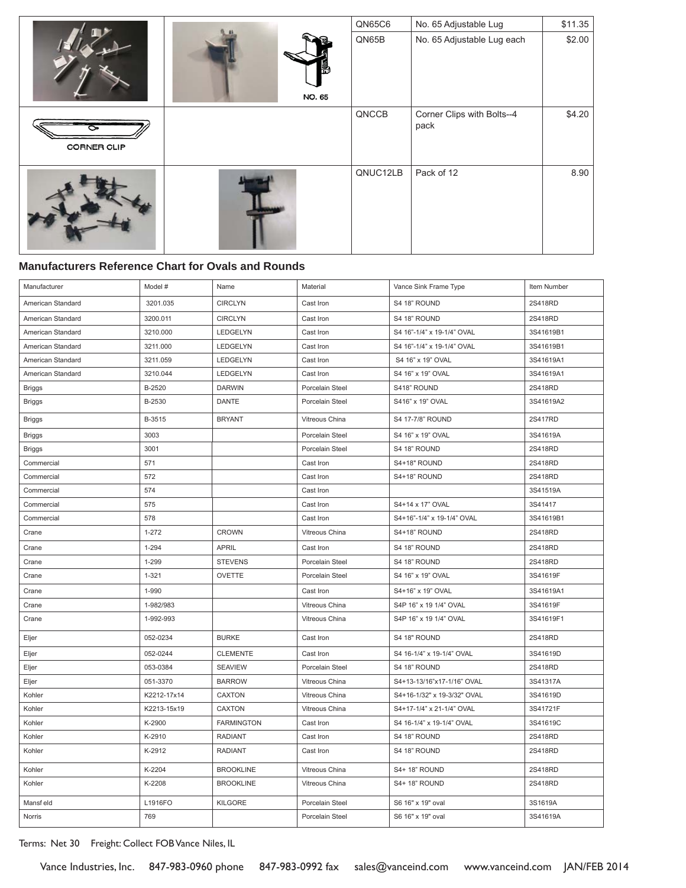| | | | | |
|---|---|---|---|---|
| | NO. 65 | QN65C6 | No. 65 Adjustable Lug | $11.35 |
| | | QN65B | No. 65 Adjustable Lug each | $2.00 |
| CORNER CLIP | | QNCCB | Corner Clips with Bolts--4 pack | $4.20 |
| | | QNUC12LB | Pack of 12 | 8.90 |

## Manufacturers Reference Chart for Ovals and Rounds

| Manufacturer | Model # | Name | Material | Vance Sink Frame Type | Item Number |
|---|---|---|---|---|---|
| American Standard | 3201.035 | CIRCLYN | Cast Iron | S4 18" ROUND | 2S418RD |
| American Standard | 3200.011 | CIRCLYN | Cast Iron | S4 18" ROUND | 2S418RD |
| American Standard | 3210.000 | LEDGELYN | Cast Iron | S4 16"-1/4" x 19-1/4" OVAL | 3S41619B1 |
| American Standard | 3211.000 | LEDGELYN | Cast Iron | S4 16"-1/4" x 19-1/4" OVAL | 3S41619B1 |
| American Standard | 3211.059 | LEDGELYN | Cast Iron | S4 16" x 19" OVAL | 3S41619A1 |
| American Standard | 3210.044 | LEDGELYN | Cast Iron | S4 16" x 19" OVAL | 3S41619A1 |
| Briggs | B-2520 | DARWIN | Porcelain Steel | S418" ROUND | 2S418RD |
| Briggs | B-2530 | DANTE | Porcelain Steel | S416" x 19" OVAL | 3S41619A2 |
| Briggs | B-3515 | BRYANT | Vitreous China | S4 17-7/8" ROUND | 2S417RD |
| Briggs | 3003 | | Porcelain Steel | S4 16" x 19" OVAL | 3S41619A |
| Briggs | 3001 | | Porcelain Steel | S4 18" ROUND | 2S418RD |
| Commercial | 571 | | Cast Iron | S4+18" ROUND | 2S418RD |
| Commercial | 572 | | Cast Iron | S4+18" ROUND | 2S418RD |
| Commercial | 574 | | Cast Iron | | 3S41519A |
| Commercial | 575 | | Cast Iron | S4+14 x 17" OVAL | 3S41417 |
| Commercial | 578 | | Cast Iron | S4+16"-1/4" x 19-1/4" OVAL | 3S41619B1 |
| Crane | 1-272 | CROWN | Vitreous China | S4+18" ROUND | 2S418RD |
| Crane | 1-294 | APRIL | Cast Iron | S4 18" ROUND | 2S418RD |
| Crane | 1-299 | STEVENS | Porcelain Steel | S4 18" ROUND | 2S418RD |
| Crane | 1-321 | OVETTE | Porcelain Steel | S4 16" x 19" OVAL | 3S41619F |
| Crane | 1-990 | | Cast Iron | S4+16" x 19" OVAL | 3S41619A1 |
| Crane | 1-982/983 | | Vitreous China | S4P 16" x 19 1/4" OVAL | 3S41619F |
| Crane | 1-992-993 | | Vitreous China | S4P 16" x 19 1/4" OVAL | 3S41619F1 |
| Eljer | 052-0234 | BURKE | Cast Iron | S4 18" ROUND | 2S418RD |
| Eljer | 052-0244 | CLEMENTE | Cast Iron | S4 16-1/4" x 19-1/4" OVAL | 3S41619D |
| Eljer | 053-0384 | SEAVIEW | Porcelain Steel | S4 18" ROUND | 2S418RD |
| Eljer | 051-3370 | BARROW | Vitreous China | S4+13-13/16"x17-1/16" OVAL | 3S41317A |
| Kohler | K2212-17x14 | CAXTON | Vitreous China | S4+16-1/32" x 19-3/32" OVAL | 3S41619D |
| Kohler | K2213-15x19 | CAXTON | Vitreous China | S4+17-1/4" x 21-1/4" OVAL | 3S41721F |
| Kohler | K-2900 | FARMINGTON | Cast Iron | S4 16-1/4" x 19-1/4" OVAL | 3S41619C |
| Kohler | K-2910 | RADIANT | Cast Iron | S4 18" ROUND | 2S418RD |
| Kohler | K-2912 | RADIANT | Cast Iron | S4 18" ROUND | 2S418RD |
| Kohler | K-2204 | BROOKLINE | Vitreous China | S4+ 18" ROUND | 2S418RD |
| Kohler | K-2208 | BROOKLINE | Vitreous China | S4+ 18" ROUND | 2S418RD |
| Mansf eld | L1916FO | KILGORE | Porcelain Steel | S6 16" x 19" oval | 3S1619A |
| Norris | 769 | | Porcelain Steel | S6 16" x 19" oval | 3S41619A |

Terms: Net 30 Freight: Collect FOB Vance Niles, IL

Vance Industries, Inc. 847-983-0960 phone 847-983-0992 fax sales@vanceind.com www.vanceind.com JAN/FEB 2014